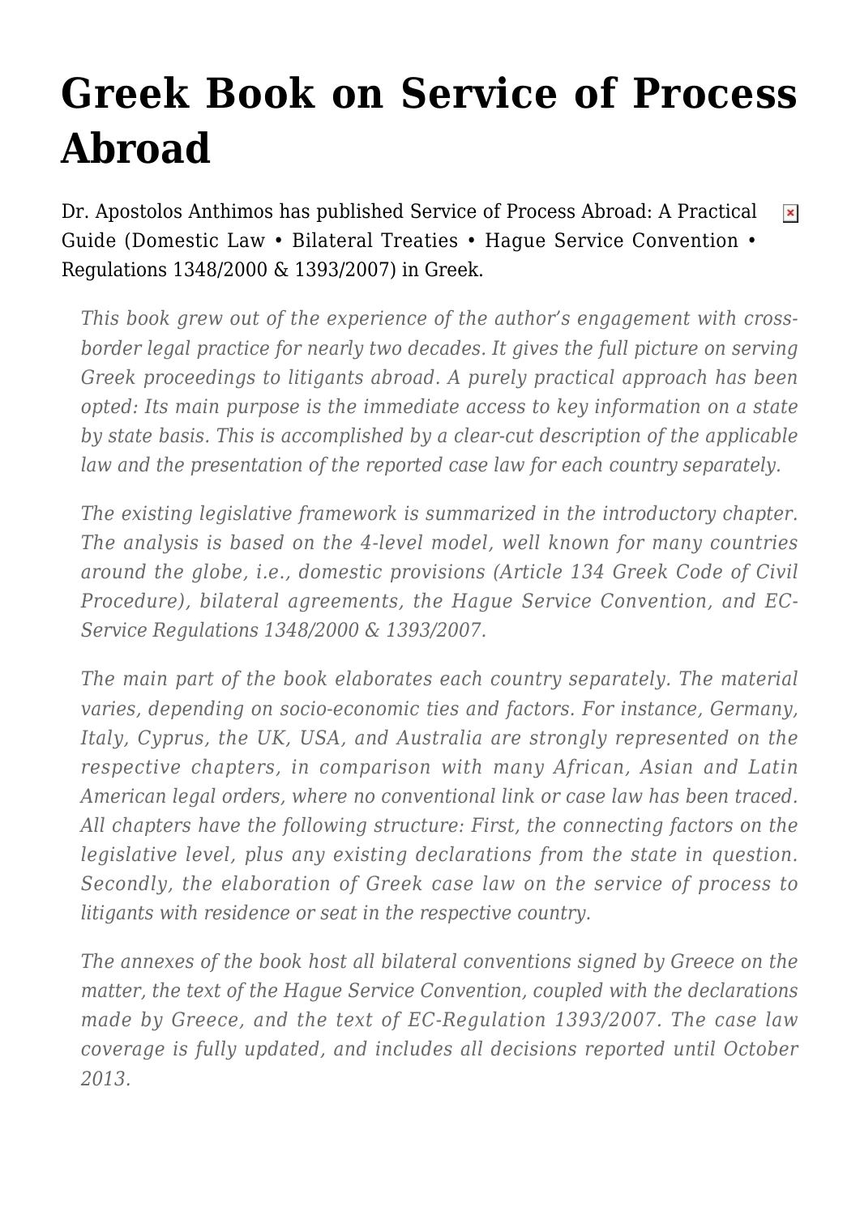# Greek Book on Service of Process Abroad

Dr. Apostolos Anthimos has published Service of Process Abroad: A Practical Guide (Domestic Law • Bilateral Treaties • Hague Service Convention • Regulations 1348/2000 & 1393/2007) in Greek.

> *This book grew out of the experience of the author's engagement with cross-border legal practice for nearly two decades. It gives the full picture on serving Greek proceedings to litigants abroad. A purely practical approach has been opted: Its main purpose is the immediate access to key information on a state by state basis. This is accomplished by a clear-cut description of the applicable law and the presentation of the reported case law for each country separately.*
>
> *The existing legislative framework is summarized in the introductory chapter. The analysis is based on the 4-level model, well known for many countries around the globe, i.e., domestic provisions (Article 134 Greek Code of Civil Procedure), bilateral agreements, the Hague Service Convention, and EC-Service Regulations 1348/2000 & 1393/2007.*
>
> *The main part of the book elaborates each country separately. The material varies, depending on socio-economic ties and factors. For instance, Germany, Italy, Cyprus, the UK, USA, and Australia are strongly represented on the respective chapters, in comparison with many African, Asian and Latin American legal orders, where no conventional link or case law has been traced. All chapters have the following structure: First, the connecting factors on the legislative level, plus any existing declarations from the state in question. Secondly, the elaboration of Greek case law on the service of process to litigants with residence or seat in the respective country.*
>
> *The annexes of the book host all bilateral conventions signed by Greece on the matter, the text of the Hague Service Convention, coupled with the declarations made by Greece, and the text of EC-Regulation 1393/2007. The case law coverage is fully updated, and includes all decisions reported until October 2013.*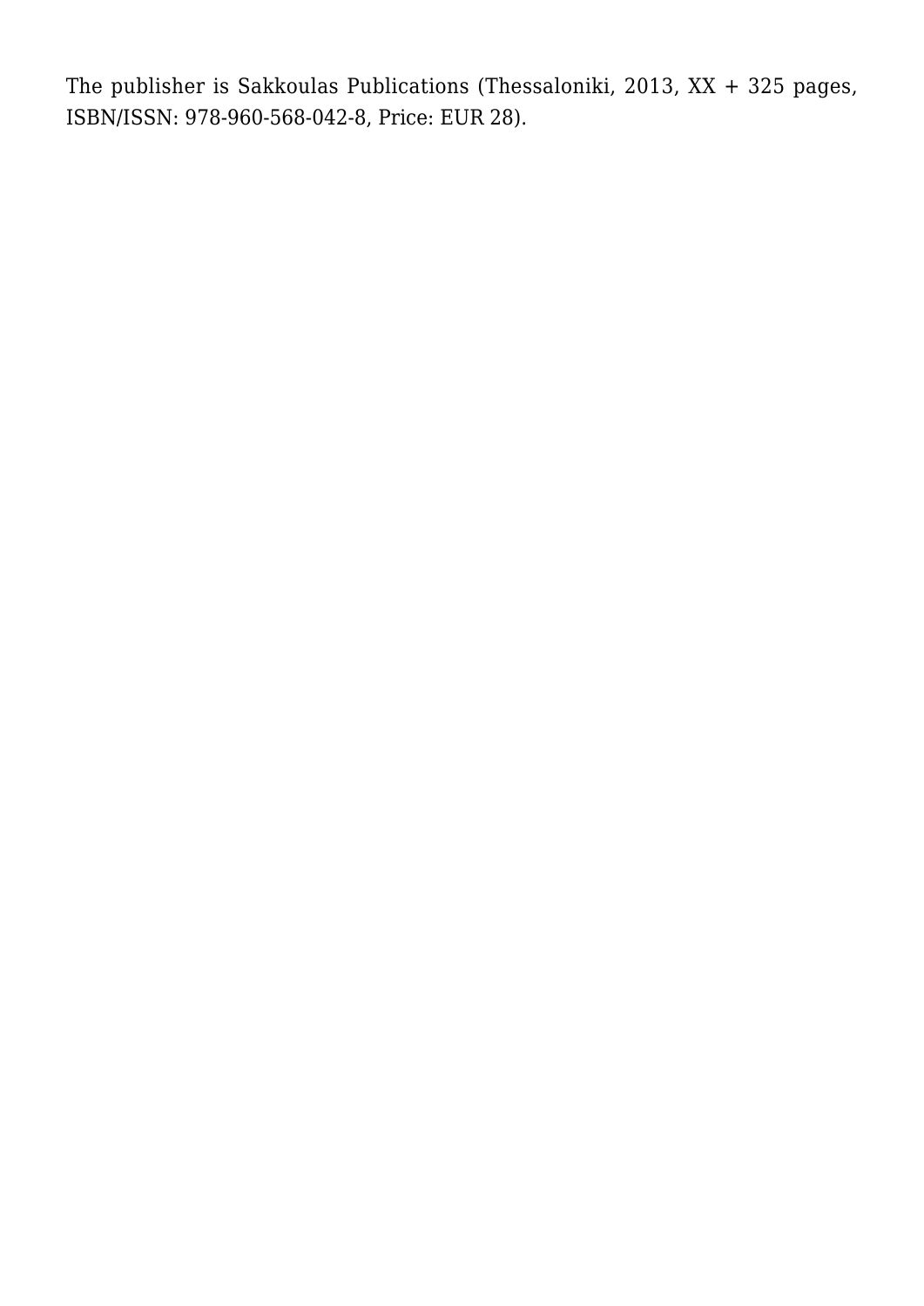The publisher is Sakkoulas Publications (Thessaloniki, 2013, XX + 325 pages, ISBN/ISSN: 978-960-568-042-8, Price: EUR 28).